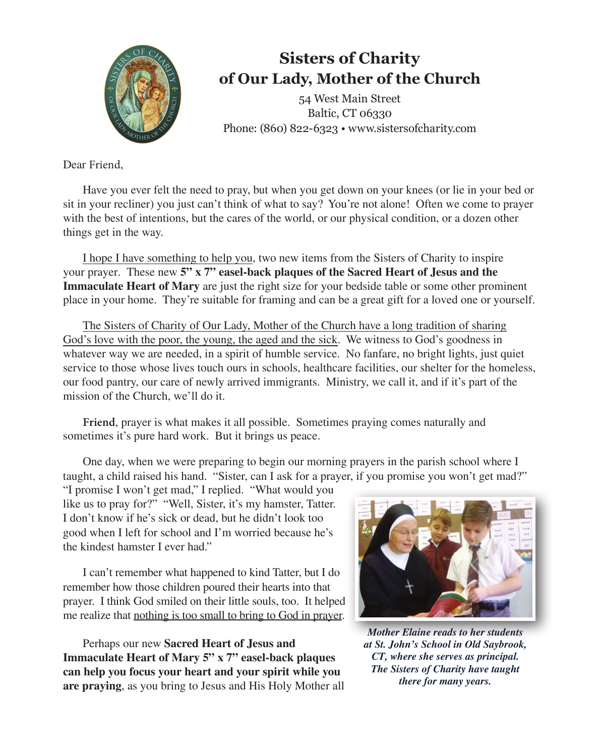# Sisters of Charity of Our Lady, Mother of the Church

54 West Main Street
Baltic, CT 06330
Phone: (860) 822-6323 • www.sistersofcharity.com

Dear Friend,

Have you ever felt the need to pray, but when you get down on your knees (or lie in your bed or sit in your recliner) you just can't think of what to say? You're not alone! Often we come to prayer with the best of intentions, but the cares of the world, or our physical condition, or a dozen other things get in the way.

I hope I have something to help you, two new items from the Sisters of Charity to inspire your prayer. These new **5" x 7" easel-back plaques of the Sacred Heart of Jesus and the Immaculate Heart of Mary** are just the right size for your bedside table or some other prominent place in your home. They're suitable for framing and can be a great gift for a loved one or yourself.

The Sisters of Charity of Our Lady, Mother of the Church have a long tradition of sharing God's love with the poor, the young, the aged and the sick. We witness to God's goodness in whatever way we are needed, in a spirit of humble service. No fanfare, no bright lights, just quiet service to those whose lives touch ours in schools, healthcare facilities, our shelter for the homeless, our food pantry, our care of newly arrived immigrants. Ministry, we call it, and if it's part of the mission of the Church, we'll do it.

**Friend**, prayer is what makes it all possible. Sometimes praying comes naturally and sometimes it's pure hard work. But it brings us peace.

One day, when we were preparing to begin our morning prayers in the parish school where I taught, a child raised his hand. "Sister, can I ask for a prayer, if you promise you won't get mad?" "I promise I won't get mad," I replied. "What would you like us to pray for?" "Well, Sister, it's my hamster, Tatter. I don't know if he's sick or dead, but he didn't look too good when I left for school and I'm worried because he's the kindest hamster I ever had."

I can't remember what happened to kind Tatter, but I do remember how those children poured their hearts into that prayer. I think God smiled on their little souls, too. It helped me realize that nothing is too small to bring to God in prayer.

***Mother Elaine reads to her students at St. John's School in Old Saybrook, CT, where she serves as principal. The Sisters of Charity have taught there for many years.***

Perhaps our new **Sacred Heart of Jesus and Immaculate Heart of Mary 5" x 7" easel-back plaques can help you focus your heart and your spirit while you are praying**, as you bring to Jesus and His Holy Mother all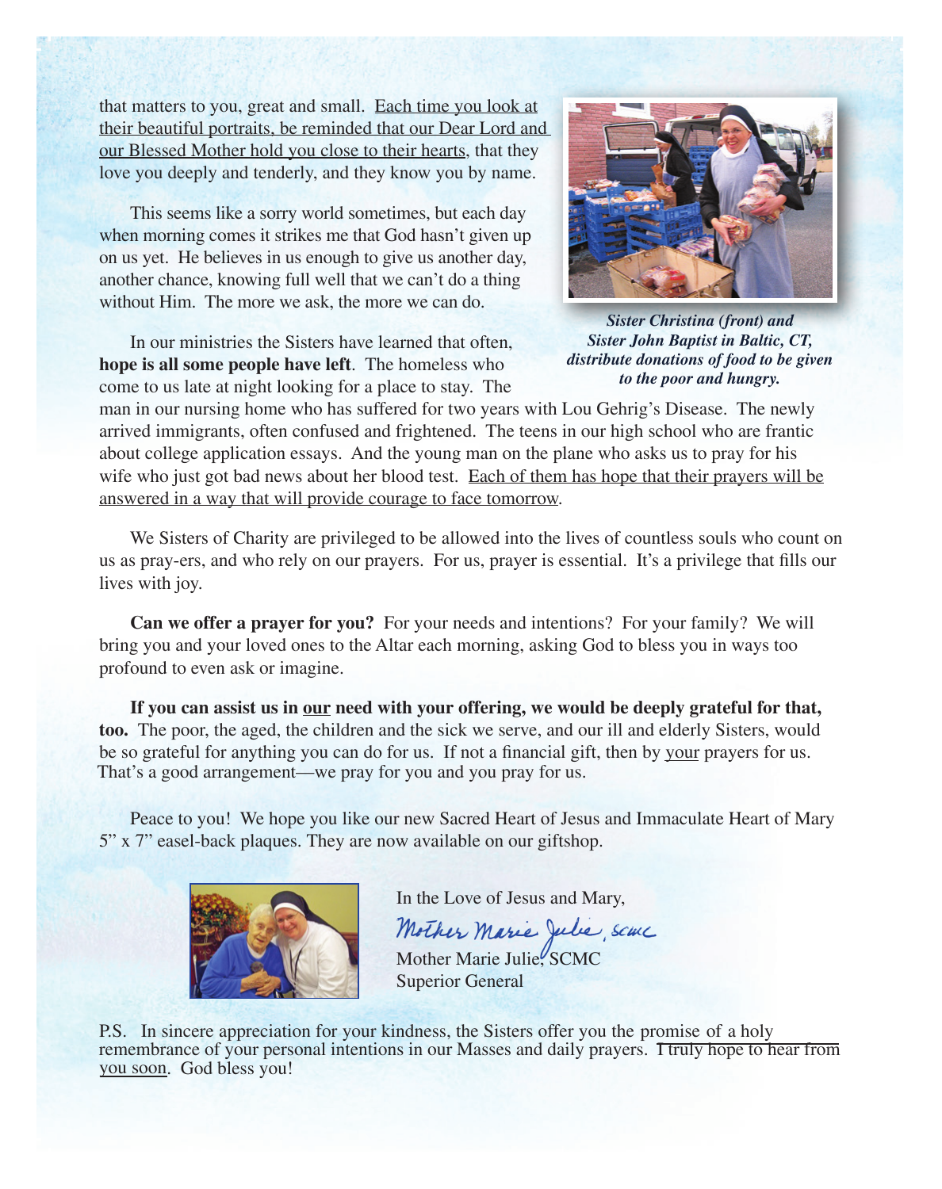that matters to you, great and small. Each time you look at their beautiful portraits, be reminded that our Dear Lord and our Blessed Mother hold you close to their hearts, that they love you deeply and tenderly, and they know you by name.

This seems like a sorry world sometimes, but each day when morning comes it strikes me that God hasn't given up on us yet. He believes in us enough to give us another day, another chance, knowing full well that we can't do a thing without Him. The more we ask, the more we can do.

***Sister Christina (front) and Sister John Baptist in Baltic, CT, distribute donations of food to be given to the poor and hungry.***

In our ministries the Sisters have learned that often, **hope is all some people have left**. The homeless who come to us late at night looking for a place to stay. The man in our nursing home who has suffered for two years with Lou Gehrig's Disease. The newly arrived immigrants, often confused and frightened. The teens in our high school who are frantic about college application essays. And the young man on the plane who asks us to pray for his wife who just got bad news about her blood test. Each of them has hope that their prayers will be answered in a way that will provide courage to face tomorrow.

We Sisters of Charity are privileged to be allowed into the lives of countless souls who count on us as pray-ers, and who rely on our prayers. For us, prayer is essential. It's a privilege that fills our lives with joy.

**Can we offer a prayer for you?** For your needs and intentions? For your family? We will bring you and your loved ones to the Altar each morning, asking God to bless you in ways too profound to even ask or imagine.

**If you can assist us in our need with your offering, we would be deeply grateful for that, too.** The poor, the aged, the children and the sick we serve, and our ill and elderly Sisters, would be so grateful for anything you can do for us. If not a financial gift, then by your prayers for us. That's a good arrangement—we pray for you and you pray for us.

Peace to you! We hope you like our new Sacred Heart of Jesus and Immaculate Heart of Mary 5" x 7" easel-back plaques. They are now available on our giftshop.

In the Love of Jesus and Mary,

*Mother Marie Julie, SCMC*

Mother Marie Julie, SCMC
Superior General

P.S. In sincere appreciation for your kindness, the Sisters offer you the promise of a holy remembrance of your personal intentions in our Masses and daily prayers. I truly hope to hear from you soon. God bless you!